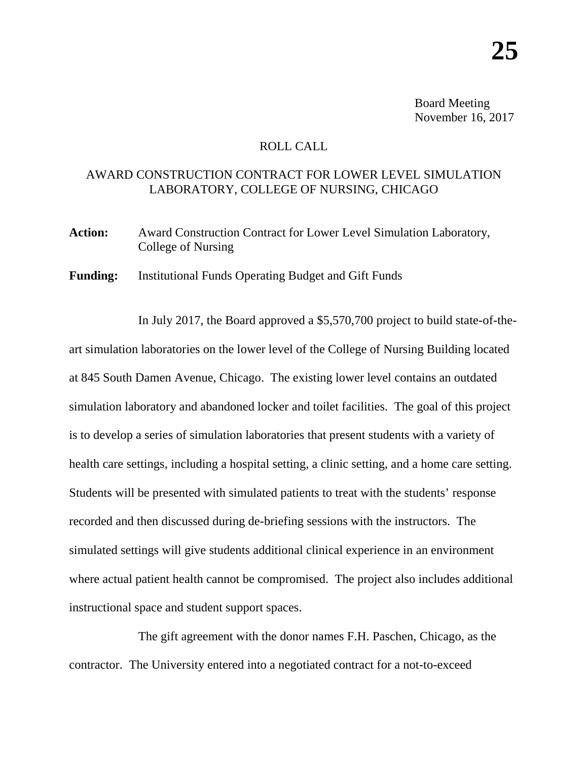Board Meeting
November 16, 2017

ROLL CALL

## AWARD CONSTRUCTION CONTRACT FOR LOWER LEVEL SIMULATION LABORATORY, COLLEGE OF NURSING, CHICAGO

**Action:** Award Construction Contract for Lower Level Simulation Laboratory, College of Nursing

**Funding:** Institutional Funds Operating Budget and Gift Funds

In July 2017, the Board approved a $5,570,700 project to build state-of-the-art simulation laboratories on the lower level of the College of Nursing Building located at 845 South Damen Avenue, Chicago. The existing lower level contains an outdated simulation laboratory and abandoned locker and toilet facilities. The goal of this project is to develop a series of simulation laboratories that present students with a variety of health care settings, including a hospital setting, a clinic setting, and a home care setting. Students will be presented with simulated patients to treat with the students' response recorded and then discussed during de-briefing sessions with the instructors. The simulated settings will give students additional clinical experience in an environment where actual patient health cannot be compromised. The project also includes additional instructional space and student support spaces.

The gift agreement with the donor names F.H. Paschen, Chicago, as the contractor. The University entered into a negotiated contract for a not-to-exceed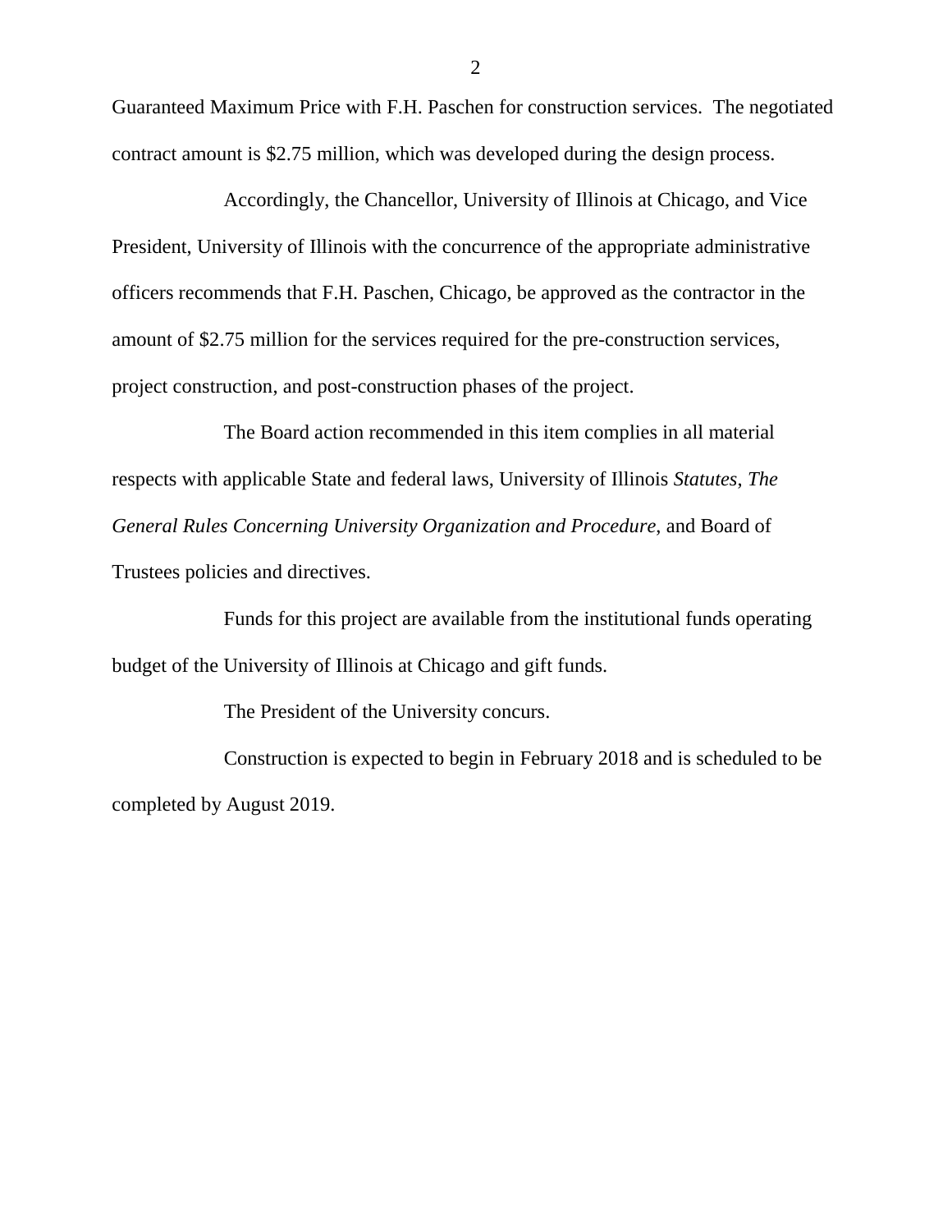Guaranteed Maximum Price with F.H. Paschen for construction services. The negotiated contract amount is $2.75 million, which was developed during the design process.

Accordingly, the Chancellor, University of Illinois at Chicago, and Vice President, University of Illinois with the concurrence of the appropriate administrative officers recommends that F.H. Paschen, Chicago, be approved as the contractor in the amount of $2.75 million for the services required for the pre-construction services, project construction, and post-construction phases of the project.

The Board action recommended in this item complies in all material respects with applicable State and federal laws, University of Illinois *Statutes*, *The General Rules Concerning University Organization and Procedure*, and Board of Trustees policies and directives.

Funds for this project are available from the institutional funds operating budget of the University of Illinois at Chicago and gift funds.

The President of the University concurs.

Construction is expected to begin in February 2018 and is scheduled to be completed by August 2019.